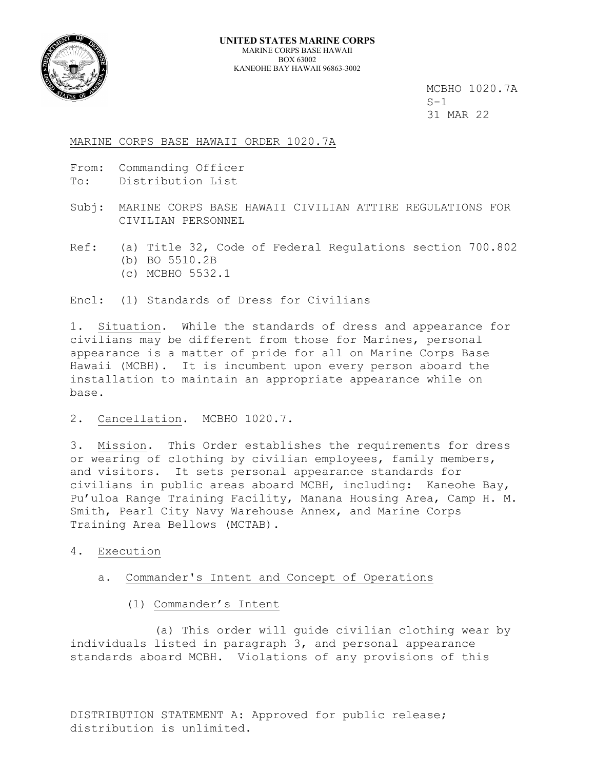**UNITED STATES MARINE CORPS**
MARINE CORPS BASE HAWAII
BOX 63002
KANEOHE BAY HAWAII 96863-3002

MCBHO 1020.7A
S-1
31 MAR 22

MARINE CORPS BASE HAWAII ORDER 1020.7A

From: Commanding Officer
To: Distribution List

Subj: MARINE CORPS BASE HAWAII CIVILIAN ATTIRE REGULATIONS FOR CIVILIAN PERSONNEL

Ref: (a) Title 32, Code of Federal Regulations section 700.802
(b) BO 5510.2B
(c) MCBHO 5532.1

Encl: (1) Standards of Dress for Civilians

1. Situation. While the standards of dress and appearance for civilians may be different from those for Marines, personal appearance is a matter of pride for all on Marine Corps Base Hawaii (MCBH). It is incumbent upon every person aboard the installation to maintain an appropriate appearance while on base.

2. Cancellation. MCBHO 1020.7.

3. Mission. This Order establishes the requirements for dress or wearing of clothing by civilian employees, family members, and visitors. It sets personal appearance standards for civilians in public areas aboard MCBH, including: Kaneohe Bay, Pu'uloa Range Training Facility, Manana Housing Area, Camp H. M. Smith, Pearl City Navy Warehouse Annex, and Marine Corps Training Area Bellows (MCTAB).

4. Execution

a. Commander's Intent and Concept of Operations

(1) Commander's Intent

(a) This order will guide civilian clothing wear by individuals listed in paragraph 3, and personal appearance standards aboard MCBH. Violations of any provisions of this

DISTRIBUTION STATEMENT A: Approved for public release; distribution is unlimited.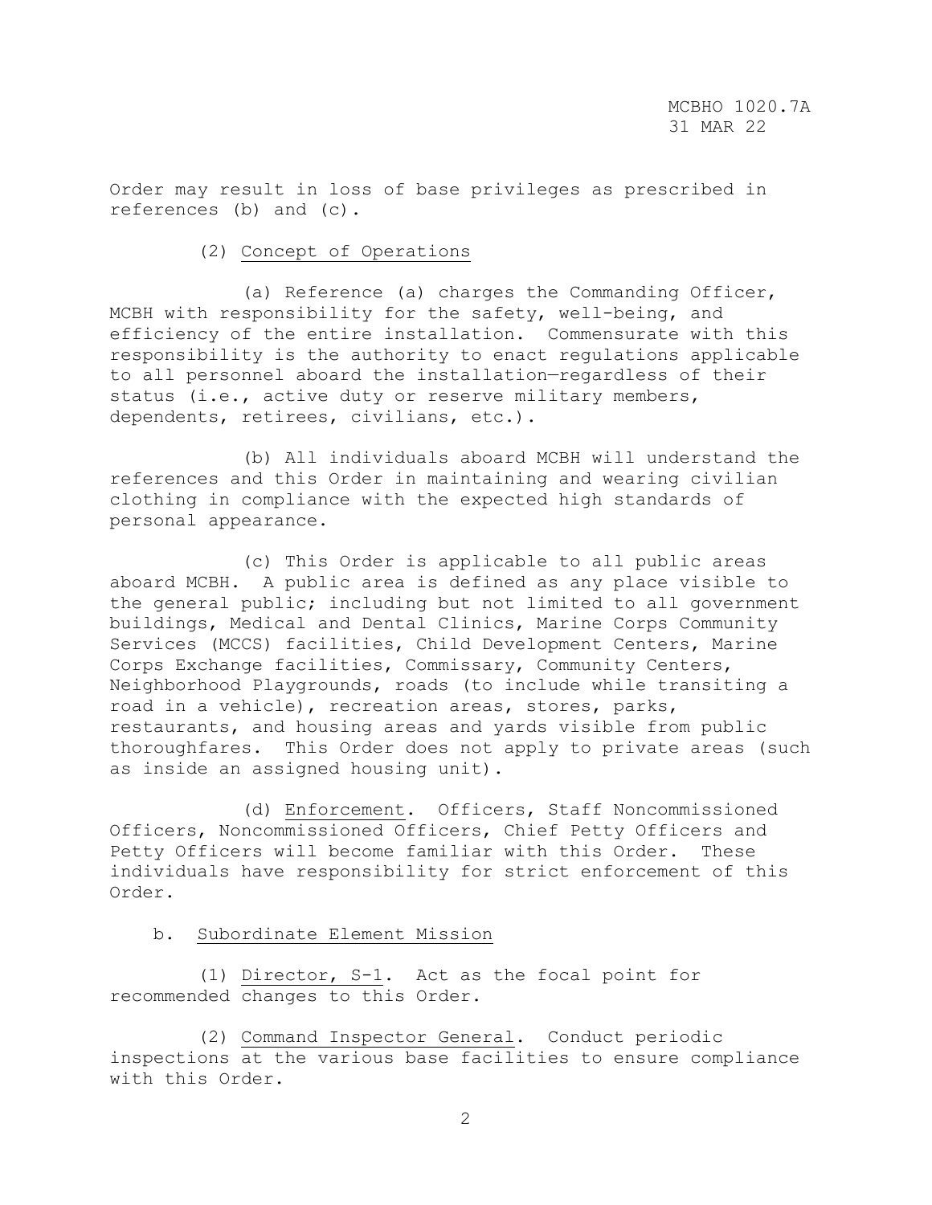Order may result in loss of base privileges as prescribed in references (b) and (c).

(2) Concept of Operations

(a) Reference (a) charges the Commanding Officer, MCBH with responsibility for the safety, well-being, and efficiency of the entire installation. Commensurate with this responsibility is the authority to enact regulations applicable to all personnel aboard the installation—regardless of their status (i.e., active duty or reserve military members, dependents, retirees, civilians, etc.).

(b) All individuals aboard MCBH will understand the references and this Order in maintaining and wearing civilian clothing in compliance with the expected high standards of personal appearance.

(c) This Order is applicable to all public areas aboard MCBH. A public area is defined as any place visible to the general public; including but not limited to all government buildings, Medical and Dental Clinics, Marine Corps Community Services (MCCS) facilities, Child Development Centers, Marine Corps Exchange facilities, Commissary, Community Centers, Neighborhood Playgrounds, roads (to include while transiting a road in a vehicle), recreation areas, stores, parks, restaurants, and housing areas and yards visible from public thoroughfares. This Order does not apply to private areas (such as inside an assigned housing unit).

(d) Enforcement. Officers, Staff Noncommissioned Officers, Noncommissioned Officers, Chief Petty Officers and Petty Officers will become familiar with this Order. These individuals have responsibility for strict enforcement of this Order.

b. Subordinate Element Mission

(1) Director, S-1. Act as the focal point for recommended changes to this Order.

(2) Command Inspector General. Conduct periodic inspections at the various base facilities to ensure compliance with this Order.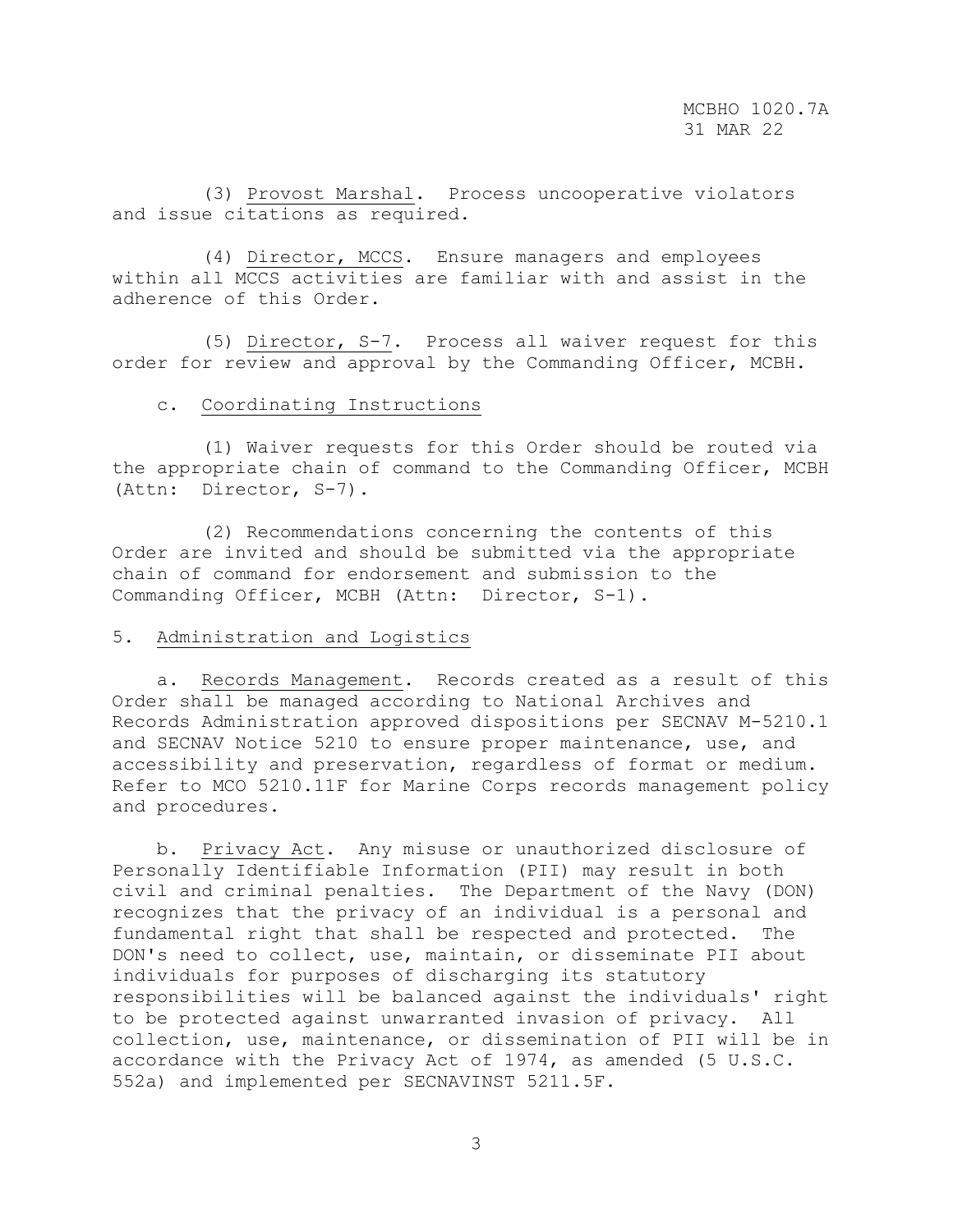(3) Provost Marshal. Process uncooperative violators and issue citations as required.

(4) Director, MCCS. Ensure managers and employees within all MCCS activities are familiar with and assist in the adherence of this Order.

(5) Director, S-7. Process all waiver request for this order for review and approval by the Commanding Officer, MCBH.

c. Coordinating Instructions

(1) Waiver requests for this Order should be routed via the appropriate chain of command to the Commanding Officer, MCBH (Attn: Director, S-7).

(2) Recommendations concerning the contents of this Order are invited and should be submitted via the appropriate chain of command for endorsement and submission to the Commanding Officer, MCBH (Attn: Director, S-1).

5. Administration and Logistics

a. Records Management. Records created as a result of this Order shall be managed according to National Archives and Records Administration approved dispositions per SECNAV M-5210.1 and SECNAV Notice 5210 to ensure proper maintenance, use, and accessibility and preservation, regardless of format or medium. Refer to MCO 5210.11F for Marine Corps records management policy and procedures.

b. Privacy Act. Any misuse or unauthorized disclosure of Personally Identifiable Information (PII) may result in both civil and criminal penalties. The Department of the Navy (DON) recognizes that the privacy of an individual is a personal and fundamental right that shall be respected and protected. The DON's need to collect, use, maintain, or disseminate PII about individuals for purposes of discharging its statutory responsibilities will be balanced against the individuals' right to be protected against unwarranted invasion of privacy. All collection, use, maintenance, or dissemination of PII will be in accordance with the Privacy Act of 1974, as amended (5 U.S.C. 552a) and implemented per SECNAVINST 5211.5F.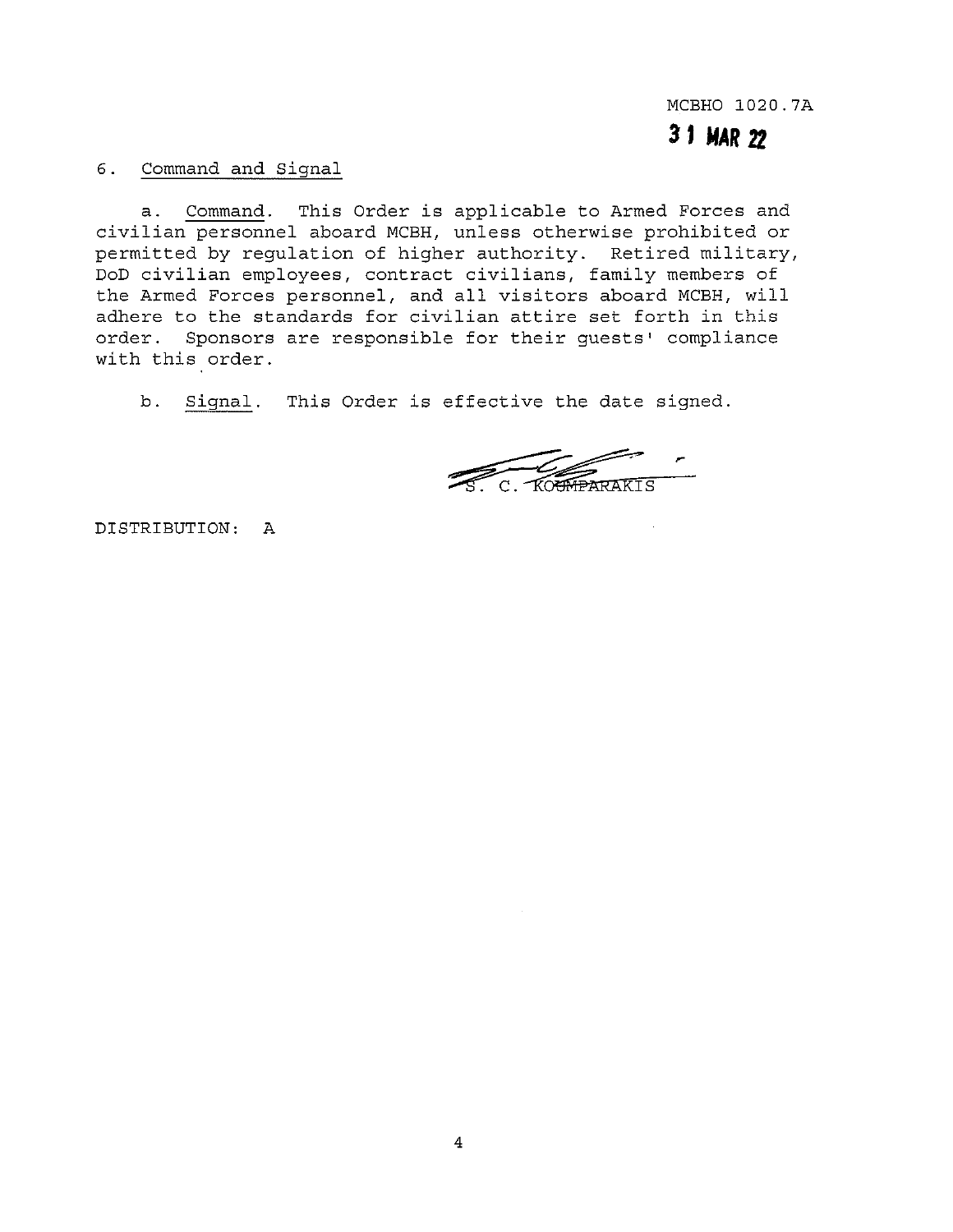MCBHO 1020.7A
31 MAR 22

6. Command and Signal

a. Command. This Order is applicable to Armed Forces and civilian personnel aboard MCBH, unless otherwise prohibited or permitted by regulation of higher authority. Retired military, DoD civilian employees, contract civilians, family members of the Armed Forces personnel, and all visitors aboard MCBH, will adhere to the standards for civilian attire set forth in this order. Sponsors are responsible for their guests' compliance with this order.

b. Signal. This Order is effective the date signed.

S. C. KOUMPARAKIS

DISTRIBUTION: A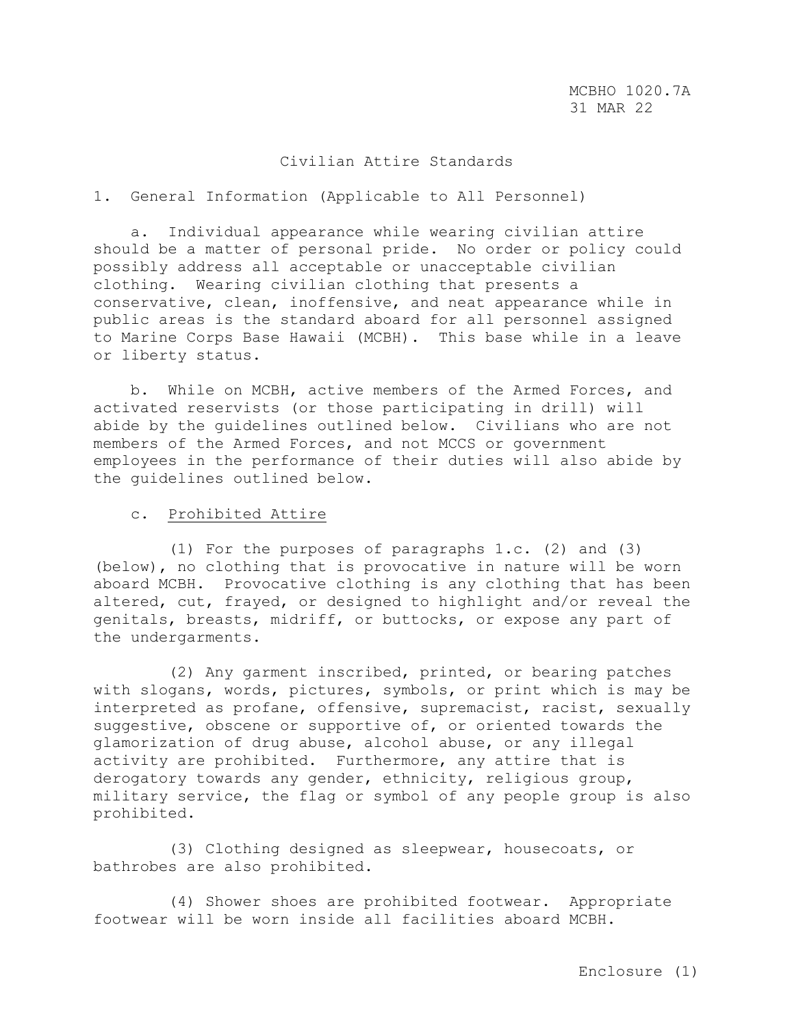# Civilian Attire Standards

1. General Information (Applicable to All Personnel)

a. Individual appearance while wearing civilian attire should be a matter of personal pride. No order or policy could possibly address all acceptable or unacceptable civilian clothing. Wearing civilian clothing that presents a conservative, clean, inoffensive, and neat appearance while in public areas is the standard aboard for all personnel assigned to Marine Corps Base Hawaii (MCBH). This base while in a leave or liberty status.

b. While on MCBH, active members of the Armed Forces, and activated reservists (or those participating in drill) will abide by the guidelines outlined below. Civilians who are not members of the Armed Forces, and not MCCS or government employees in the performance of their duties will also abide by the guidelines outlined below.

c. <u>Prohibited Attire</u>

(1) For the purposes of paragraphs 1.c. (2) and (3) (below), no clothing that is provocative in nature will be worn aboard MCBH. Provocative clothing is any clothing that has been altered, cut, frayed, or designed to highlight and/or reveal the genitals, breasts, midriff, or buttocks, or expose any part of the undergarments.

(2) Any garment inscribed, printed, or bearing patches with slogans, words, pictures, symbols, or print which is may be interpreted as profane, offensive, supremacist, racist, sexually suggestive, obscene or supportive of, or oriented towards the glamorization of drug abuse, alcohol abuse, or any illegal activity are prohibited. Furthermore, any attire that is derogatory towards any gender, ethnicity, religious group, military service, the flag or symbol of any people group is also prohibited.

(3) Clothing designed as sleepwear, housecoats, or bathrobes are also prohibited.

(4) Shower shoes are prohibited footwear. Appropriate footwear will be worn inside all facilities aboard MCBH.

Enclosure (1)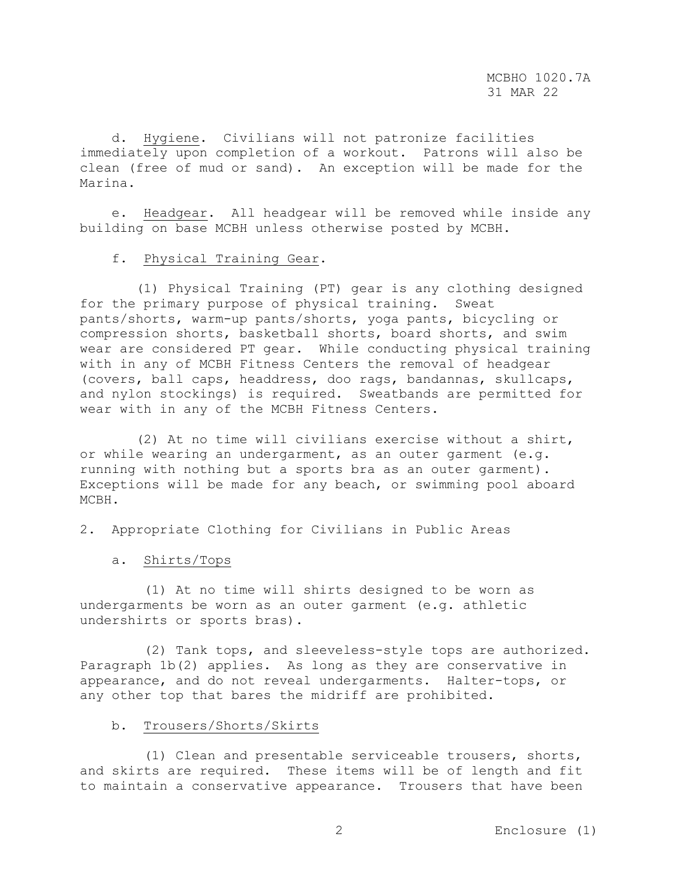d. Hygiene. Civilians will not patronize facilities immediately upon completion of a workout. Patrons will also be clean (free of mud or sand). An exception will be made for the Marina.

e. Headgear. All headgear will be removed while inside any building on base MCBH unless otherwise posted by MCBH.

f. Physical Training Gear.

(1) Physical Training (PT) gear is any clothing designed for the primary purpose of physical training. Sweat pants/shorts, warm-up pants/shorts, yoga pants, bicycling or compression shorts, basketball shorts, board shorts, and swim wear are considered PT gear. While conducting physical training with in any of MCBH Fitness Centers the removal of headgear (covers, ball caps, headdress, doo rags, bandannas, skullcaps, and nylon stockings) is required. Sweatbands are permitted for wear with in any of the MCBH Fitness Centers.

(2) At no time will civilians exercise without a shirt, or while wearing an undergarment, as an outer garment (e.g. running with nothing but a sports bra as an outer garment). Exceptions will be made for any beach, or swimming pool aboard MCBH.

2. Appropriate Clothing for Civilians in Public Areas

a. Shirts/Tops

(1) At no time will shirts designed to be worn as undergarments be worn as an outer garment (e.g. athletic undershirts or sports bras).

(2) Tank tops, and sleeveless-style tops are authorized. Paragraph 1b(2) applies. As long as they are conservative in appearance, and do not reveal undergarments. Halter-tops, or any other top that bares the midriff are prohibited.

b. Trousers/Shorts/Skirts

(1) Clean and presentable serviceable trousers, shorts, and skirts are required. These items will be of length and fit to maintain a conservative appearance. Trousers that have been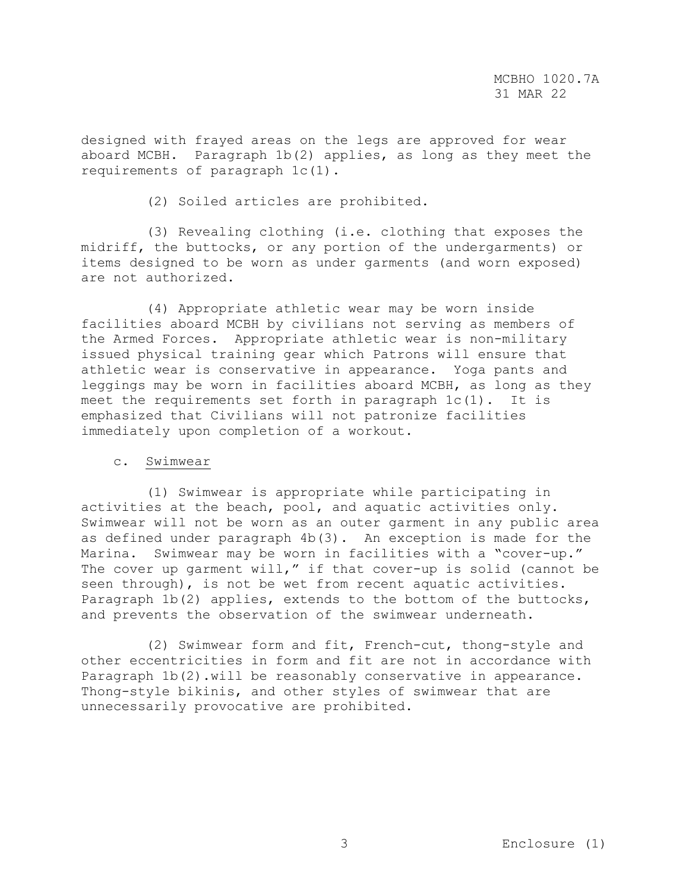designed with frayed areas on the legs are approved for wear aboard MCBH. Paragraph 1b(2) applies, as long as they meet the requirements of paragraph 1c(1).

(2) Soiled articles are prohibited.

(3) Revealing clothing (i.e. clothing that exposes the midriff, the buttocks, or any portion of the undergarments) or items designed to be worn as under garments (and worn exposed) are not authorized.

(4) Appropriate athletic wear may be worn inside facilities aboard MCBH by civilians not serving as members of the Armed Forces. Appropriate athletic wear is non-military issued physical training gear which Patrons will ensure that athletic wear is conservative in appearance. Yoga pants and leggings may be worn in facilities aboard MCBH, as long as they meet the requirements set forth in paragraph 1c(1). It is emphasized that Civilians will not patronize facilities immediately upon completion of a workout.

c. Swimwear

(1) Swimwear is appropriate while participating in activities at the beach, pool, and aquatic activities only. Swimwear will not be worn as an outer garment in any public area as defined under paragraph 4b(3). An exception is made for the Marina. Swimwear may be worn in facilities with a "cover-up." The cover up garment will," if that cover-up is solid (cannot be seen through), is not be wet from recent aquatic activities. Paragraph 1b(2) applies, extends to the bottom of the buttocks, and prevents the observation of the swimwear underneath.

(2) Swimwear form and fit, French-cut, thong-style and other eccentricities in form and fit are not in accordance with Paragraph 1b(2).will be reasonably conservative in appearance. Thong-style bikinis, and other styles of swimwear that are unnecessarily provocative are prohibited.